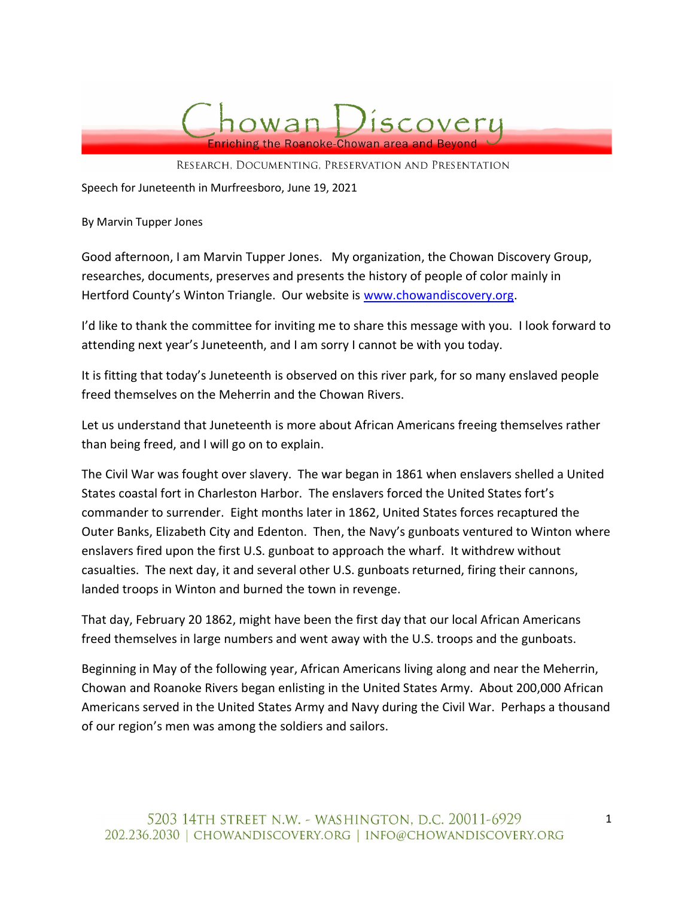# Chowan Discovery

Enriching the Roanoke-Chowan area and Beyond

RESEARCH, DOCUMENTING, PRESERVATION AND PRESENTATION

Speech for Juneteenth in Murfreesboro, June 19, 2021

By Marvin Tupper Jones

Good afternoon, I am Marvin Tupper Jones. My organization, the Chowan Discovery Group, researches, documents, preserves and presents the history of people of color mainly in Hertford County's Winton Triangle. Our website is [www.chowandiscovery.org](http://www.chowandiscovery.org).

I'd like to thank the committee for inviting me to share this message with you. I look forward to attending next year's Juneteenth, and I am sorry I cannot be with you today.

It is fitting that today's Juneteenth is observed on this river park, for so many enslaved people freed themselves on the Meherrin and the Chowan Rivers.

Let us understand that Juneteenth is more about African Americans freeing themselves rather than being freed, and I will go on to explain.

The Civil War was fought over slavery. The war began in 1861 when enslavers shelled a United States coastal fort in Charleston Harbor. The enslavers forced the United States fort's commander to surrender. Eight months later in 1862, United States forces recaptured the Outer Banks, Elizabeth City and Edenton. Then, the Navy's gunboats ventured to Winton where enslavers fired upon the first U.S. gunboat to approach the wharf. It withdrew without casualties. The next day, it and several other U.S. gunboats returned, firing their cannons, landed troops in Winton and burned the town in revenge.

That day, February 20 1862, might have been the first day that our local African Americans freed themselves in large numbers and went away with the U.S. troops and the gunboats.

Beginning in May of the following year, African Americans living along and near the Meherrin, Chowan and Roanoke Rivers began enlisting in the United States Army. About 200,000 African Americans served in the United States Army and Navy during the Civil War. Perhaps a thousand of our region's men was among the soldiers and sailors.

5203 14TH STREET N.W. - WASHINGTON, D.C. 20011-6929
202.236.2030 | CHOWANDISCOVERY.ORG | INFO@CHOWANDISCOVERY.ORG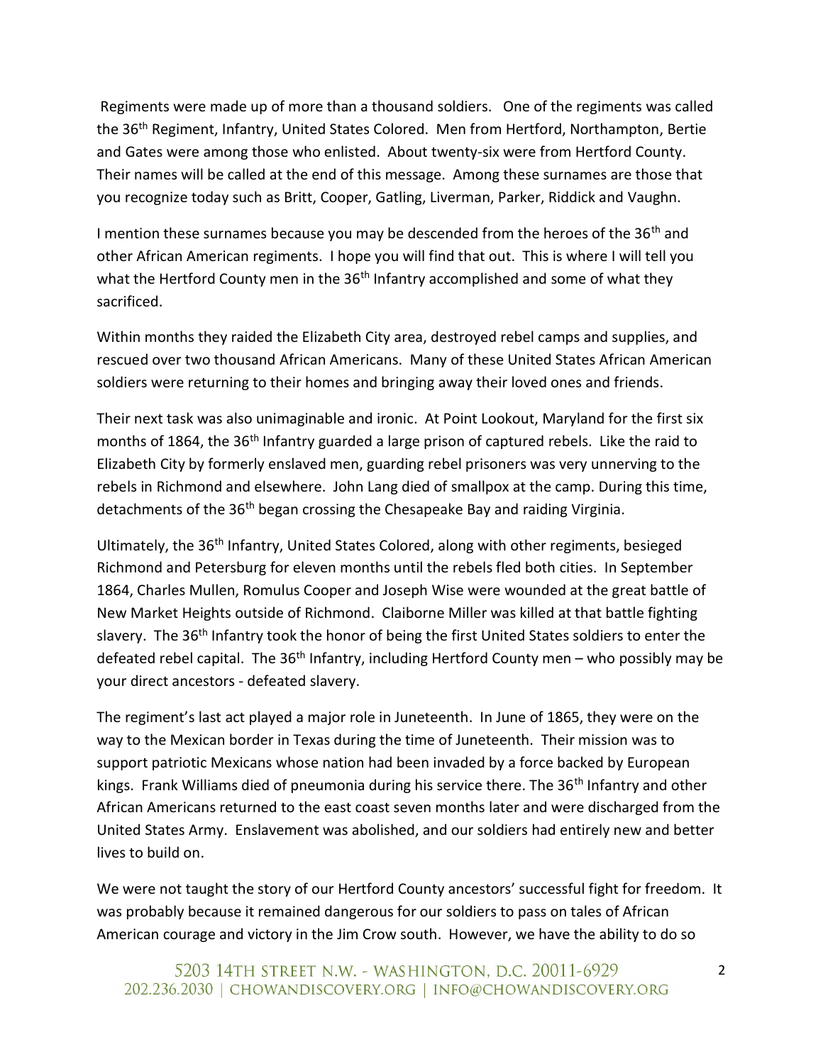Regiments were made up of more than a thousand soldiers. One of the regiments was called the 36th Regiment, Infantry, United States Colored. Men from Hertford, Northampton, Bertie and Gates were among those who enlisted. About twenty-six were from Hertford County. Their names will be called at the end of this message. Among these surnames are those that you recognize today such as Britt, Cooper, Gatling, Liverman, Parker, Riddick and Vaughn.

I mention these surnames because you may be descended from the heroes of the 36th and other African American regiments. I hope you will find that out. This is where I will tell you what the Hertford County men in the 36th Infantry accomplished and some of what they sacrificed.

Within months they raided the Elizabeth City area, destroyed rebel camps and supplies, and rescued over two thousand African Americans. Many of these United States African American soldiers were returning to their homes and bringing away their loved ones and friends.

Their next task was also unimaginable and ironic. At Point Lookout, Maryland for the first six months of 1864, the 36th Infantry guarded a large prison of captured rebels. Like the raid to Elizabeth City by formerly enslaved men, guarding rebel prisoners was very unnerving to the rebels in Richmond and elsewhere. John Lang died of smallpox at the camp. During this time, detachments of the 36th began crossing the Chesapeake Bay and raiding Virginia.

Ultimately, the 36th Infantry, United States Colored, along with other regiments, besieged Richmond and Petersburg for eleven months until the rebels fled both cities. In September 1864, Charles Mullen, Romulus Cooper and Joseph Wise were wounded at the great battle of New Market Heights outside of Richmond. Claiborne Miller was killed at that battle fighting slavery. The 36th Infantry took the honor of being the first United States soldiers to enter the defeated rebel capital. The 36th Infantry, including Hertford County men – who possibly may be your direct ancestors - defeated slavery.

The regiment's last act played a major role in Juneteenth. In June of 1865, they were on the way to the Mexican border in Texas during the time of Juneteenth. Their mission was to support patriotic Mexicans whose nation had been invaded by a force backed by European kings. Frank Williams died of pneumonia during his service there. The 36th Infantry and other African Americans returned to the east coast seven months later and were discharged from the United States Army. Enslavement was abolished, and our soldiers had entirely new and better lives to build on.

We were not taught the story of our Hertford County ancestors' successful fight for freedom. It was probably because it remained dangerous for our soldiers to pass on tales of African American courage and victory in the Jim Crow south. However, we have the ability to do so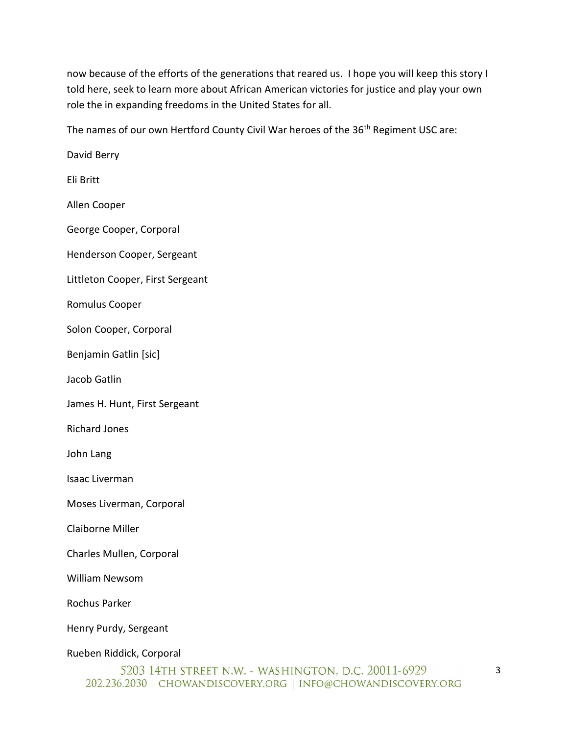now because of the efforts of the generations that reared us. I hope you will keep this story I told here, seek to learn more about African American victories for justice and play your own role the in expanding freedoms in the United States for all.

The names of our own Hertford County Civil War heroes of the 36th Regiment USC are:

David Berry

Eli Britt

Allen Cooper

George Cooper, Corporal

Henderson Cooper, Sergeant

Littleton Cooper, First Sergeant

Romulus Cooper

Solon Cooper, Corporal

Benjamin Gatlin [sic]

Jacob Gatlin

James H. Hunt, First Sergeant

Richard Jones

John Lang

Isaac Liverman

Moses Liverman, Corporal

Claiborne Miller

Charles Mullen, Corporal

William Newsom

Rochus Parker

Henry Purdy, Sergeant

Rueben Riddick, Corporal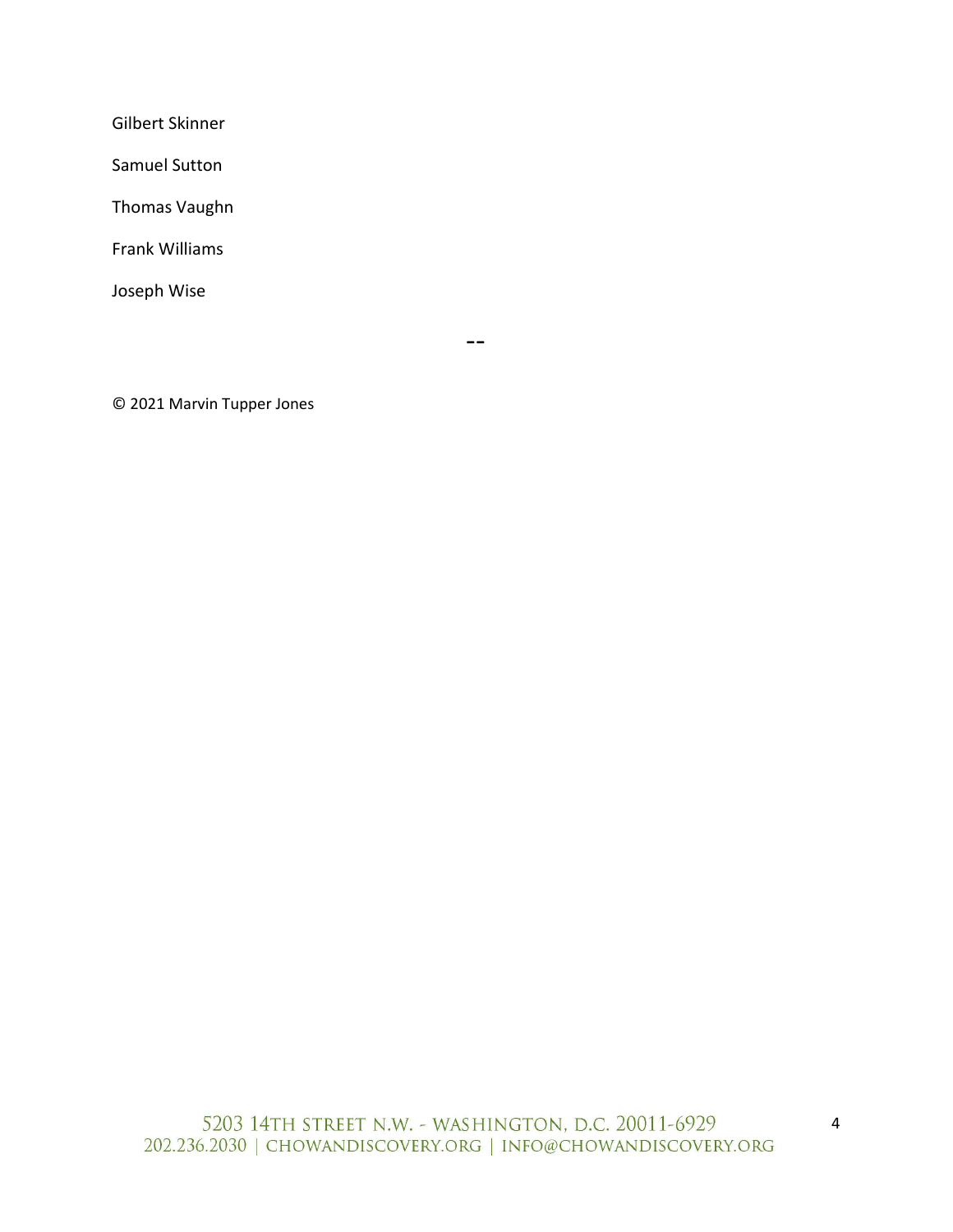Gilbert Skinner

Samuel Sutton

Thomas Vaughn

Frank Williams

Joseph Wise

--

© 2021 Marvin Tupper Jones